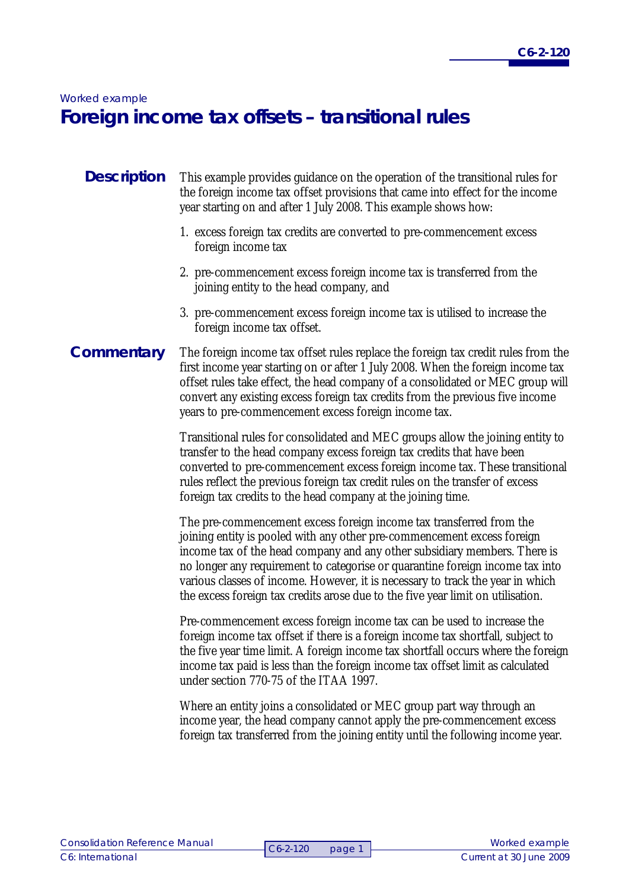*Worked example*

# Foreign income tax offsets – transitional rules

## Description

This example provides guidance on the operation of the transitional rules for the foreign income tax offset provisions that came into effect for the income year starting on and after 1 July 2008. This example shows how:

1. excess foreign tax credits are converted to pre-commencement excess foreign income tax
2. pre-commencement excess foreign income tax is transferred from the joining entity to the head company, and
3. pre-commencement excess foreign income tax is utilised to increase the foreign income tax offset.

## Commentary

The foreign income tax offset rules replace the foreign tax credit rules from the first income year starting on or after 1 July 2008. When the foreign income tax offset rules take effect, the head company of a consolidated or MEC group will convert any existing excess foreign tax credits from the previous five income years to pre-commencement excess foreign income tax.

Transitional rules for consolidated and MEC groups allow the joining entity to transfer to the head company excess foreign tax credits that have been converted to pre-commencement excess foreign income tax. These transitional rules reflect the previous foreign tax credit rules on the transfer of excess foreign tax credits to the head company at the joining time.

The pre-commencement excess foreign income tax transferred from the joining entity is pooled with any other pre-commencement excess foreign income tax of the head company and any other subsidiary members. There is no longer any requirement to categorise or quarantine foreign income tax into various classes of income. However, it is necessary to track the year in which the excess foreign tax credits arose due to the five year limit on utilisation.

Pre-commencement excess foreign income tax can be used to increase the foreign income tax offset if there is a foreign income tax shortfall, subject to the five year time limit. A foreign income tax shortfall occurs where the foreign income tax paid is less than the foreign income tax offset limit as calculated under section 770-75 of the ITAA 1997.

Where an entity joins a consolidated or MEC group part way through an income year, the head company cannot apply the pre-commencement excess foreign tax transferred from the joining entity until the following income year.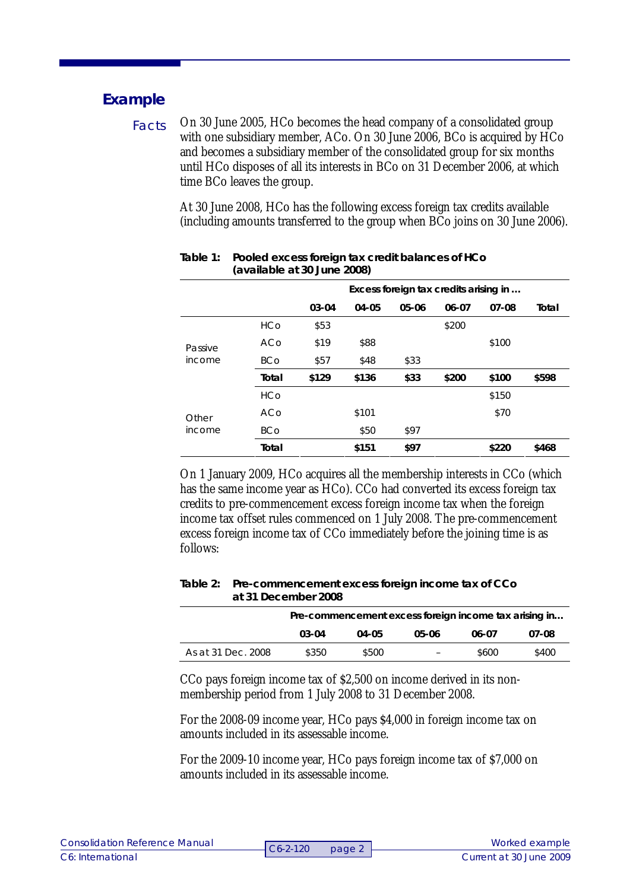## Example

*Facts*

On 30 June 2005, HCo becomes the head company of a consolidated group with one subsidiary member, ACo. On 30 June 2006, BCo is acquired by HCo and becomes a subsidiary member of the consolidated group for six months until HCo disposes of all its interests in BCo on 31 December 2006, at which time BCo leaves the group.

At 30 June 2008, HCo has the following excess foreign tax credits available (including amounts transferred to the group when BCo joins on 30 June 2006).

**Table 1: Pooled excess foreign tax credit balances of HCo (available at 30 June 2008)**

| | | Excess foreign tax credits arising in … | | | | | |
|---|---|---|---|---|---|---|---|
| | | **03-04** | **04-05** | **05-06** | **06-07** | **07-08** | **Total** |
| Passive income | HCo | $53 | | | $200 | | |
| | ACo | $19 | $88 | | | $100 | |
| | BCo | $57 | $48 | $33 | | | |
| | **Total** | **$129** | **$136** | **$33** | **$200** | **$100** | **$598** |
| Other income | HCo | | | | | $150 | |
| | ACo | | $101 | | | $70 | |
| | BCo | | $50 | $97 | | | |
| | **Total** | | **$151** | **$97** | | **$220** | **$468** |

On 1 January 2009, HCo acquires all the membership interests in CCo (which has the same income year as HCo). CCo had converted its excess foreign tax credits to pre-commencement excess foreign income tax when the foreign income tax offset rules commenced on 1 July 2008. The pre-commencement excess foreign income tax of CCo immediately before the joining time is as follows:

**Table 2: Pre-commencement excess foreign income tax of CCo at 31 December 2008**

| | Pre-commencement excess foreign income tax arising in… | | | | |
|---|---|---|---|---|---|
| | **03-04** | **04-05** | **05-06** | **06-07** | **07-08** |
| As at 31 Dec. 2008 | $350 | $500 | – | $600 | $400 |

CCo pays foreign income tax of $2,500 on income derived in its non-membership period from 1 July 2008 to 31 December 2008.

For the 2008-09 income year, HCo pays $4,000 in foreign income tax on amounts included in its assessable income.

For the 2009-10 income year, HCo pays foreign income tax of $7,000 on amounts included in its assessable income.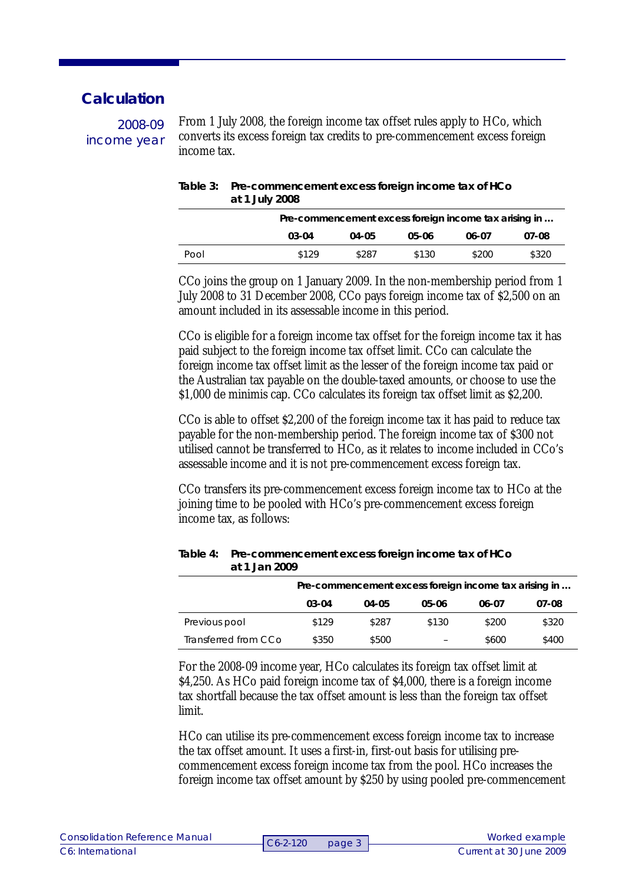## Calculation

**2008-09 income year**

From 1 July 2008, the foreign income tax offset rules apply to HCo, which converts its excess foreign tax credits to pre-commencement excess foreign income tax.

**Table 3: Pre-commencement excess foreign income tax of HCo at 1 July 2008**

| | Pre-commencement excess foreign income tax arising in … | | | | |
|---|---|---|---|---|---|
| | 03-04 | 04-05 | 05-06 | 06-07 | 07-08 |
| Pool | $129 | $287 | $130 | $200 | $320 |

CCo joins the group on 1 January 2009. In the non-membership period from 1 July 2008 to 31 December 2008, CCo pays foreign income tax of $2,500 on an amount included in its assessable income in this period.

CCo is eligible for a foreign income tax offset for the foreign income tax it has paid subject to the foreign income tax offset limit. CCo can calculate the foreign income tax offset limit as the lesser of the foreign income tax paid or the Australian tax payable on the double-taxed amounts, or choose to use the $1,000 de minimis cap. CCo calculates its foreign tax offset limit as $2,200.

CCo is able to offset $2,200 of the foreign income tax it has paid to reduce tax payable for the non-membership period. The foreign income tax of $300 not utilised cannot be transferred to HCo, as it relates to income included in CCo's assessable income and it is not pre-commencement excess foreign tax.

CCo transfers its pre-commencement excess foreign income tax to HCo at the joining time to be pooled with HCo's pre-commencement excess foreign income tax, as follows:

**Table 4: Pre-commencement excess foreign income tax of HCo at 1 Jan 2009**

| | Pre-commencement excess foreign income tax arising in … | | | | |
|---|---|---|---|---|---|
| | 03-04 | 04-05 | 05-06 | 06-07 | 07-08 |
| Previous pool | $129 | $287 | $130 | $200 | $320 |
| Transferred from CCo | $350 | $500 | – | $600 | $400 |

For the 2008-09 income year, HCo calculates its foreign tax offset limit at $4,250. As HCo paid foreign income tax of $4,000, there is a foreign income tax shortfall because the tax offset amount is less than the foreign tax offset limit.

HCo can utilise its pre-commencement excess foreign income tax to increase the tax offset amount. It uses a first-in, first-out basis for utilising pre-commencement excess foreign income tax from the pool. HCo increases the foreign income tax offset amount by $250 by using pooled pre-commencement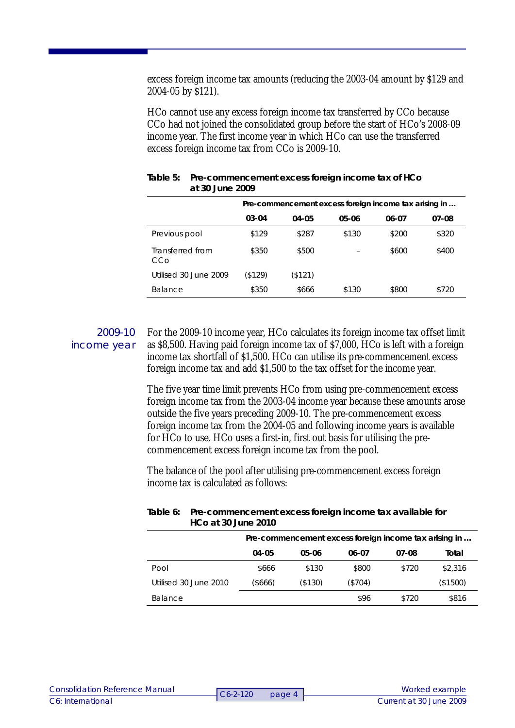excess foreign income tax amounts (reducing the 2003-04 amount by $129 and 2004-05 by $121).

HCo cannot use any excess foreign income tax transferred by CCo because CCo had not joined the consolidated group before the start of HCo's 2008-09 income year. The first income year in which HCo can use the transferred excess foreign income tax from CCo is 2009-10.

**Table 5: Pre-commencement excess foreign income tax of HCo at 30 June 2009**

| | Pre-commencement excess foreign income tax arising in … | | | | |
|---|---|---|---|---|---|
| | 03-04 | 04-05 | 05-06 | 06-07 | 07-08 |
| Previous pool | $129 | $287 | $130 | $200 | $320 |
| Transferred from CCo | $350 | $500 | – | $600 | $400 |
| Utilised 30 June 2009 | ($129) | ($121) | | | |
| Balance | $350 | $666 | $130 | $800 | $720 |

**2009-10 income year**

For the 2009-10 income year, HCo calculates its foreign income tax offset limit as $8,500. Having paid foreign income tax of $7,000, HCo is left with a foreign income tax shortfall of $1,500. HCo can utilise its pre-commencement excess foreign income tax and add $1,500 to the tax offset for the income year.

The five year time limit prevents HCo from using pre-commencement excess foreign income tax from the 2003-04 income year because these amounts arose outside the five years preceding 2009-10. The pre-commencement excess foreign income tax from the 2004-05 and following income years is available for HCo to use. HCo uses a first-in, first out basis for utilising the pre-commencement excess foreign income tax from the pool.

The balance of the pool after utilising pre-commencement excess foreign income tax is calculated as follows:

**Table 6: Pre-commencement excess foreign income tax available for HCo at 30 June 2010**

| | Pre-commencement excess foreign income tax arising in … | | | | |
|---|---|---|---|---|---|
| | 04-05 | 05-06 | 06-07 | 07-08 | Total |
| Pool | $666 | $130 | $800 | $720 | $2,316 |
| Utilised 30 June 2010 | ($666) | ($130) | ($704) | | ($1500) |
| Balance | | | $96 | $720 | $816 |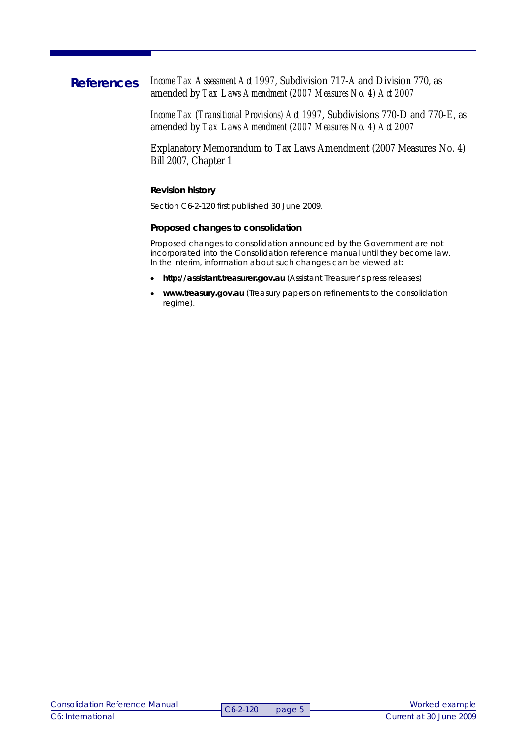## References

*Income Tax Assessment Act 1997*, Subdivision 717-A and Division 770, as amended by *Tax Laws Amendment (2007 Measures No. 4) Act 2007*

*Income Tax (Transitional Provisions) Act 1997*, Subdivisions 770-D and 770-E, as amended by *Tax Laws Amendment (2007 Measures No. 4) Act 2007*

Explanatory Memorandum to Tax Laws Amendment (2007 Measures No. 4) Bill 2007, Chapter 1

**Revision history**

Section C6-2-120 first published 30 June 2009.

**Proposed changes to consolidation**

Proposed changes to consolidation announced by the Government are not incorporated into the Consolidation reference manual until they become law. In the interim, information about such changes can be viewed at:

- **http://assistant.treasurer.gov.au** (Assistant Treasurer's press releases)
- **www.treasury.gov.au** (Treasury papers on refinements to the consolidation regime).